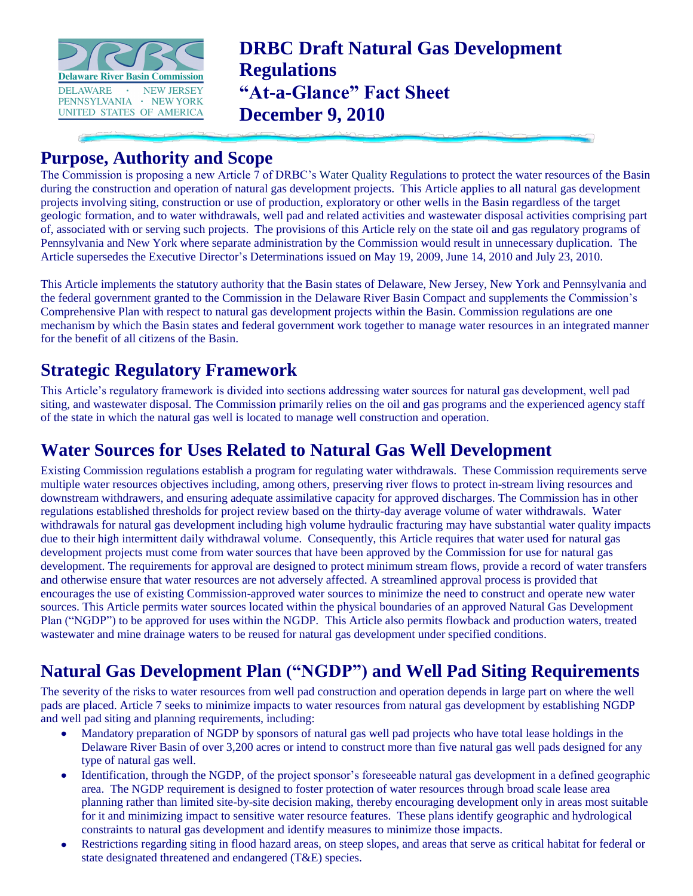Delaware River Basin Commission
DELAWARE · NEW JERSEY
PENNSYLVANIA · NEW YORK
UNITED STATES OF AMERICA

# DRBC Draft Natural Gas Development Regulations "At-a-Glance" Fact Sheet December 9, 2010

## Purpose, Authority and Scope

The Commission is proposing a new Article 7 of DRBC's Water Quality Regulations to protect the water resources of the Basin during the construction and operation of natural gas development projects. This Article applies to all natural gas development projects involving siting, construction or use of production, exploratory or other wells in the Basin regardless of the target geologic formation, and to water withdrawals, well pad and related activities and wastewater disposal activities comprising part of, associated with or serving such projects. The provisions of this Article rely on the state oil and gas regulatory programs of Pennsylvania and New York where separate administration by the Commission would result in unnecessary duplication. The Article supersedes the Executive Director's Determinations issued on May 19, 2009, June 14, 2010 and July 23, 2010.

This Article implements the statutory authority that the Basin states of Delaware, New Jersey, New York and Pennsylvania and the federal government granted to the Commission in the Delaware River Basin Compact and supplements the Commission's Comprehensive Plan with respect to natural gas development projects within the Basin. Commission regulations are one mechanism by which the Basin states and federal government work together to manage water resources in an integrated manner for the benefit of all citizens of the Basin.

## Strategic Regulatory Framework

This Article's regulatory framework is divided into sections addressing water sources for natural gas development, well pad siting, and wastewater disposal. The Commission primarily relies on the oil and gas programs and the experienced agency staff of the state in which the natural gas well is located to manage well construction and operation.

## Water Sources for Uses Related to Natural Gas Well Development

Existing Commission regulations establish a program for regulating water withdrawals. These Commission requirements serve multiple water resources objectives including, among others, preserving river flows to protect in-stream living resources and downstream withdrawers, and ensuring adequate assimilative capacity for approved discharges. The Commission has in other regulations established thresholds for project review based on the thirty-day average volume of water withdrawals. Water withdrawals for natural gas development including high volume hydraulic fracturing may have substantial water quality impacts due to their high intermittent daily withdrawal volume. Consequently, this Article requires that water used for natural gas development projects must come from water sources that have been approved by the Commission for use for natural gas development. The requirements for approval are designed to protect minimum stream flows, provide a record of water transfers and otherwise ensure that water resources are not adversely affected. A streamlined approval process is provided that encourages the use of existing Commission-approved water sources to minimize the need to construct and operate new water sources. This Article permits water sources located within the physical boundaries of an approved Natural Gas Development Plan ("NGDP") to be approved for uses within the NGDP. This Article also permits flowback and production waters, treated wastewater and mine drainage waters to be reused for natural gas development under specified conditions.

## Natural Gas Development Plan ("NGDP") and Well Pad Siting Requirements

The severity of the risks to water resources from well pad construction and operation depends in large part on where the well pads are placed. Article 7 seeks to minimize impacts to water resources from natural gas development by establishing NGDP and well pad siting and planning requirements, including:

- Mandatory preparation of NGDP by sponsors of natural gas well pad projects who have total lease holdings in the Delaware River Basin of over 3,200 acres or intend to construct more than five natural gas well pads designed for any type of natural gas well.
- Identification, through the NGDP, of the project sponsor's foreseeable natural gas development in a defined geographic area. The NGDP requirement is designed to foster protection of water resources through broad scale lease area planning rather than limited site-by-site decision making, thereby encouraging development only in areas most suitable for it and minimizing impact to sensitive water resource features. These plans identify geographic and hydrological constraints to natural gas development and identify measures to minimize those impacts.
- Restrictions regarding siting in flood hazard areas, on steep slopes, and areas that serve as critical habitat for federal or state designated threatened and endangered (T&E) species.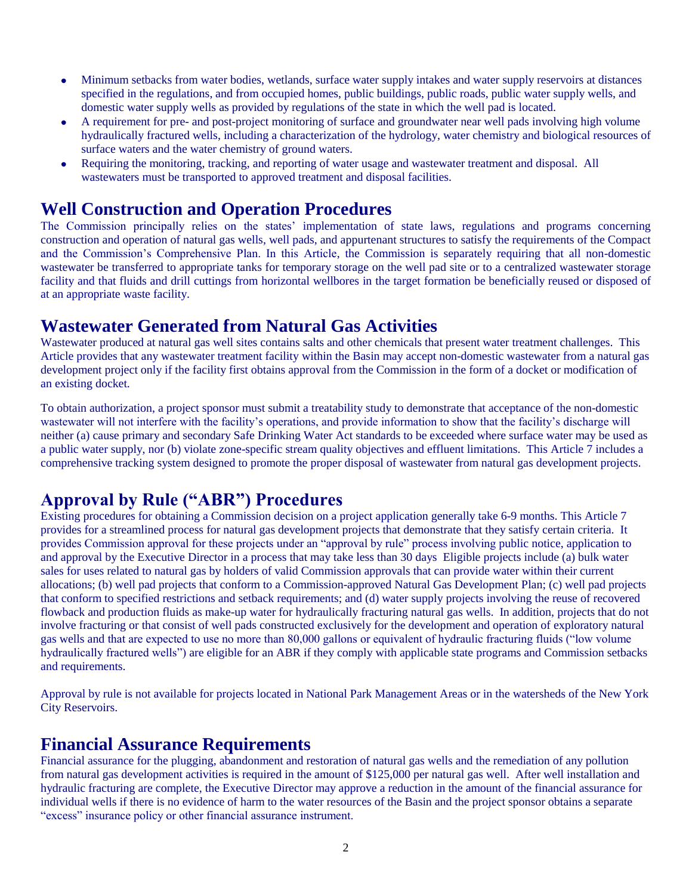- Minimum setbacks from water bodies, wetlands, surface water supply intakes and water supply reservoirs at distances specified in the regulations, and from occupied homes, public buildings, public roads, public water supply wells, and domestic water supply wells as provided by regulations of the state in which the well pad is located.
- A requirement for pre- and post-project monitoring of surface and groundwater near well pads involving high volume hydraulically fractured wells, including a characterization of the hydrology, water chemistry and biological resources of surface waters and the water chemistry of ground waters.
- Requiring the monitoring, tracking, and reporting of water usage and wastewater treatment and disposal. All wastewaters must be transported to approved treatment and disposal facilities.

## Well Construction and Operation Procedures

The Commission principally relies on the states' implementation of state laws, regulations and programs concerning construction and operation of natural gas wells, well pads, and appurtenant structures to satisfy the requirements of the Compact and the Commission's Comprehensive Plan. In this Article, the Commission is separately requiring that all non-domestic wastewater be transferred to appropriate tanks for temporary storage on the well pad site or to a centralized wastewater storage facility and that fluids and drill cuttings from horizontal wellbores in the target formation be beneficially reused or disposed of at an appropriate waste facility.

## Wastewater Generated from Natural Gas Activities

Wastewater produced at natural gas well sites contains salts and other chemicals that present water treatment challenges. This Article provides that any wastewater treatment facility within the Basin may accept non-domestic wastewater from a natural gas development project only if the facility first obtains approval from the Commission in the form of a docket or modification of an existing docket.

To obtain authorization, a project sponsor must submit a treatability study to demonstrate that acceptance of the non-domestic wastewater will not interfere with the facility's operations, and provide information to show that the facility's discharge will neither (a) cause primary and secondary Safe Drinking Water Act standards to be exceeded where surface water may be used as a public water supply, nor (b) violate zone-specific stream quality objectives and effluent limitations. This Article 7 includes a comprehensive tracking system designed to promote the proper disposal of wastewater from natural gas development projects.

## Approval by Rule ("ABR") Procedures

Existing procedures for obtaining a Commission decision on a project application generally take 6-9 months. This Article 7 provides for a streamlined process for natural gas development projects that demonstrate that they satisfy certain criteria. It provides Commission approval for these projects under an "approval by rule" process involving public notice, application to and approval by the Executive Director in a process that may take less than 30 days Eligible projects include (a) bulk water sales for uses related to natural gas by holders of valid Commission approvals that can provide water within their current allocations; (b) well pad projects that conform to a Commission-approved Natural Gas Development Plan; (c) well pad projects that conform to specified restrictions and setback requirements; and (d) water supply projects involving the reuse of recovered flowback and production fluids as make-up water for hydraulically fracturing natural gas wells. In addition, projects that do not involve fracturing or that consist of well pads constructed exclusively for the development and operation of exploratory natural gas wells and that are expected to use no more than 80,000 gallons or equivalent of hydraulic fracturing fluids ("low volume hydraulically fractured wells") are eligible for an ABR if they comply with applicable state programs and Commission setbacks and requirements.

Approval by rule is not available for projects located in National Park Management Areas or in the watersheds of the New York City Reservoirs.

## Financial Assurance Requirements

Financial assurance for the plugging, abandonment and restoration of natural gas wells and the remediation of any pollution from natural gas development activities is required in the amount of $125,000 per natural gas well. After well installation and hydraulic fracturing are complete, the Executive Director may approve a reduction in the amount of the financial assurance for individual wells if there is no evidence of harm to the water resources of the Basin and the project sponsor obtains a separate "excess" insurance policy or other financial assurance instrument.